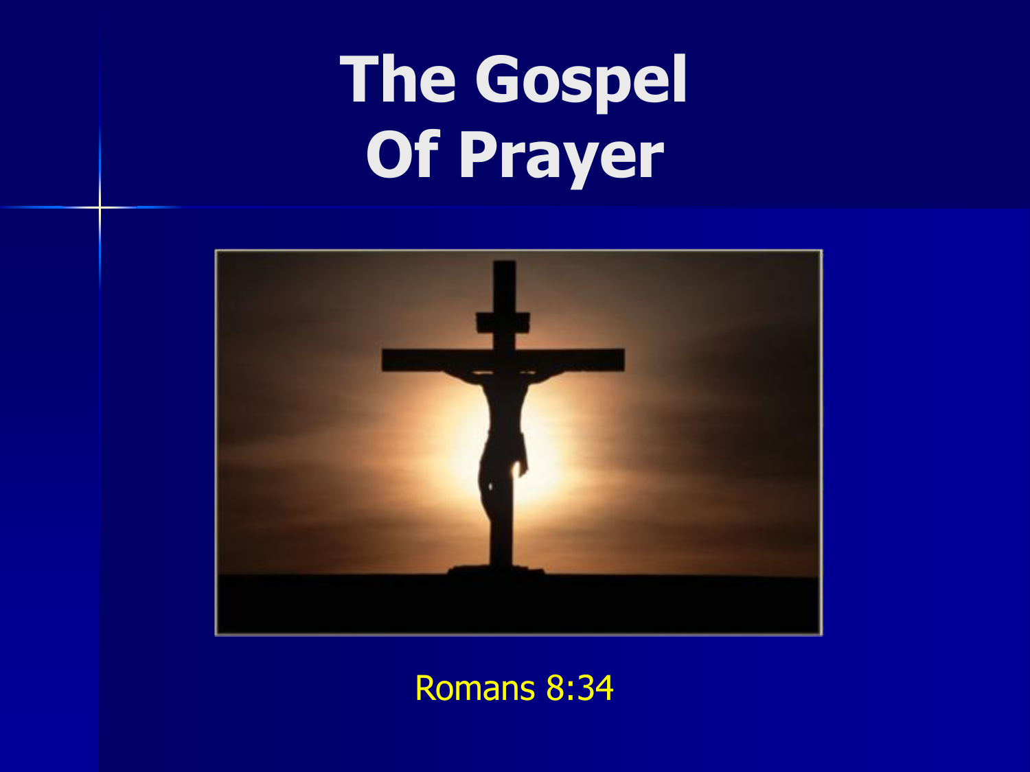# The Gospel Of Prayer

Romans 8:34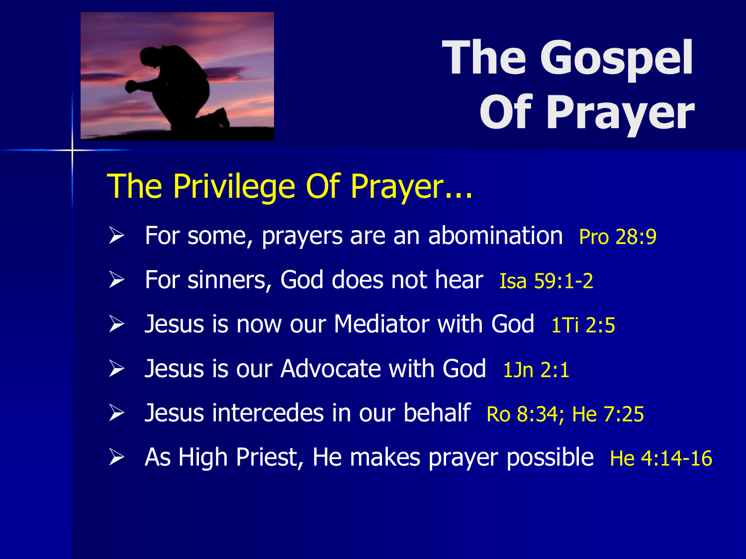# The Gospel Of Prayer

## The Privilege Of Prayer...

- For some, prayers are an abomination Pro 28:9
- For sinners, God does not hear Isa 59:1-2
- Jesus is now our Mediator with God 1Ti 2:5
- Jesus is our Advocate with God 1Jn 2:1
- Jesus intercedes in our behalf Ro 8:34; He 7:25
- As High Priest, He makes prayer possible He 4:14-16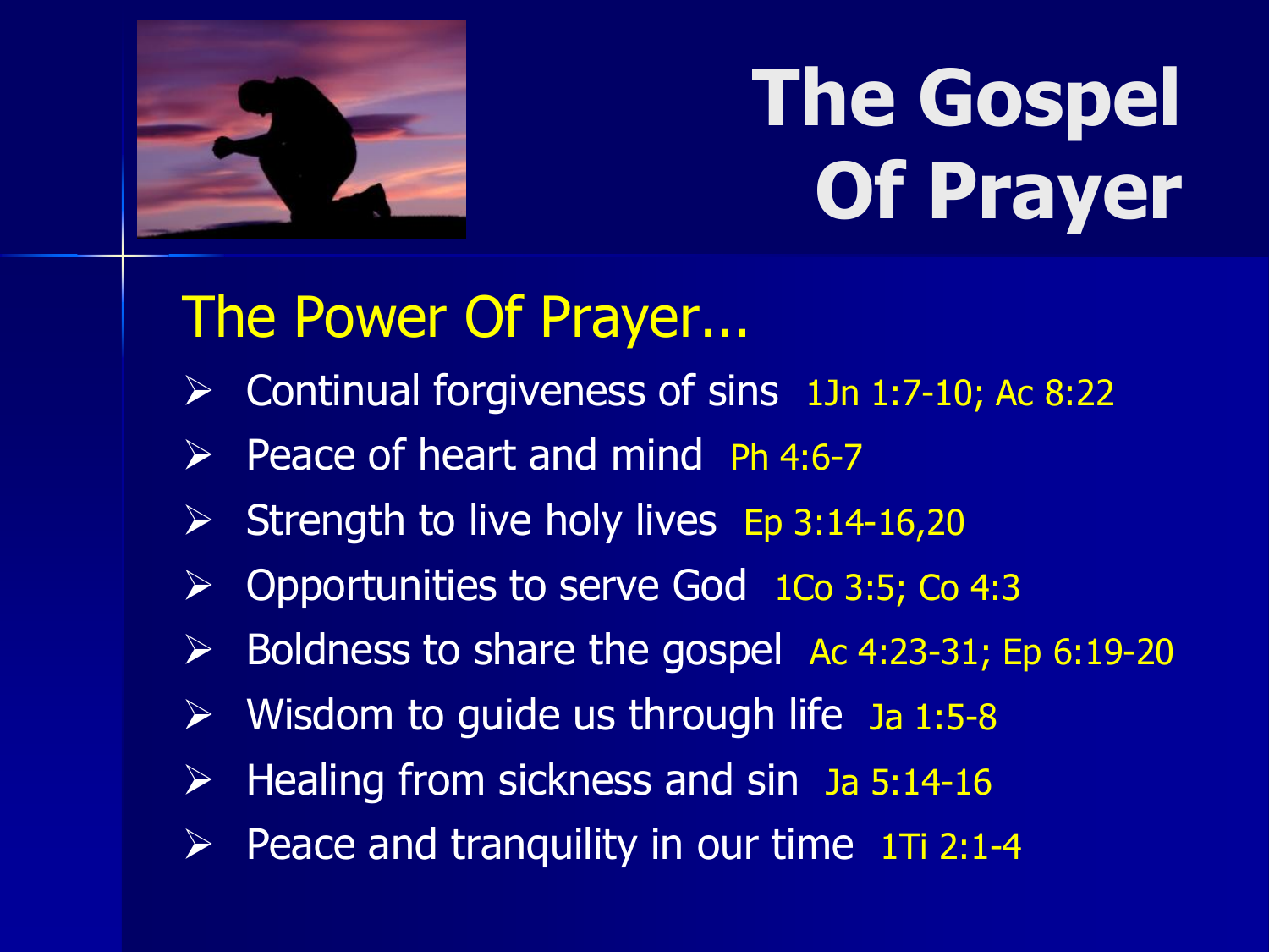# The Gospel Of Prayer

## The Power Of Prayer...

- Continual forgiveness of sins 1Jn 1:7-10; Ac 8:22
- Peace of heart and mind Ph 4:6-7
- Strength to live holy lives Ep 3:14-16,20
- Opportunities to serve God 1Co 3:5; Co 4:3
- Boldness to share the gospel Ac 4:23-31; Ep 6:19-20
- Wisdom to guide us through life Ja 1:5-8
- Healing from sickness and sin Ja 5:14-16
- Peace and tranquility in our time 1Ti 2:1-4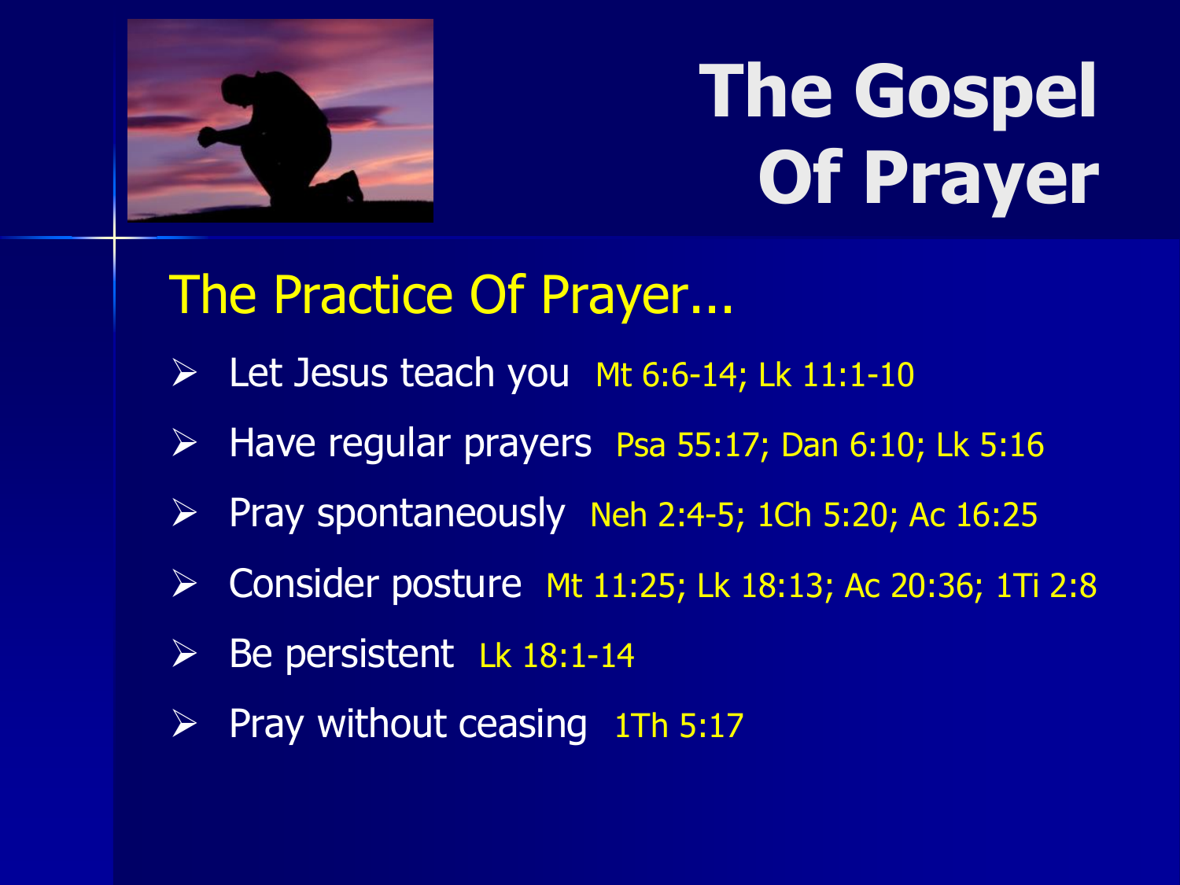# The Gospel Of Prayer

## The Practice Of Prayer…

- Let Jesus teach you Mt 6:6-14; Lk 11:1-10
- Have regular prayers Psa 55:17; Dan 6:10; Lk 5:16
- Pray spontaneously Neh 2:4-5; 1Ch 5:20; Ac 16:25
- Consider posture Mt 11:25; Lk 18:13; Ac 20:36; 1Ti 2:8
- Be persistent Lk 18:1-14
- Pray without ceasing 1Th 5:17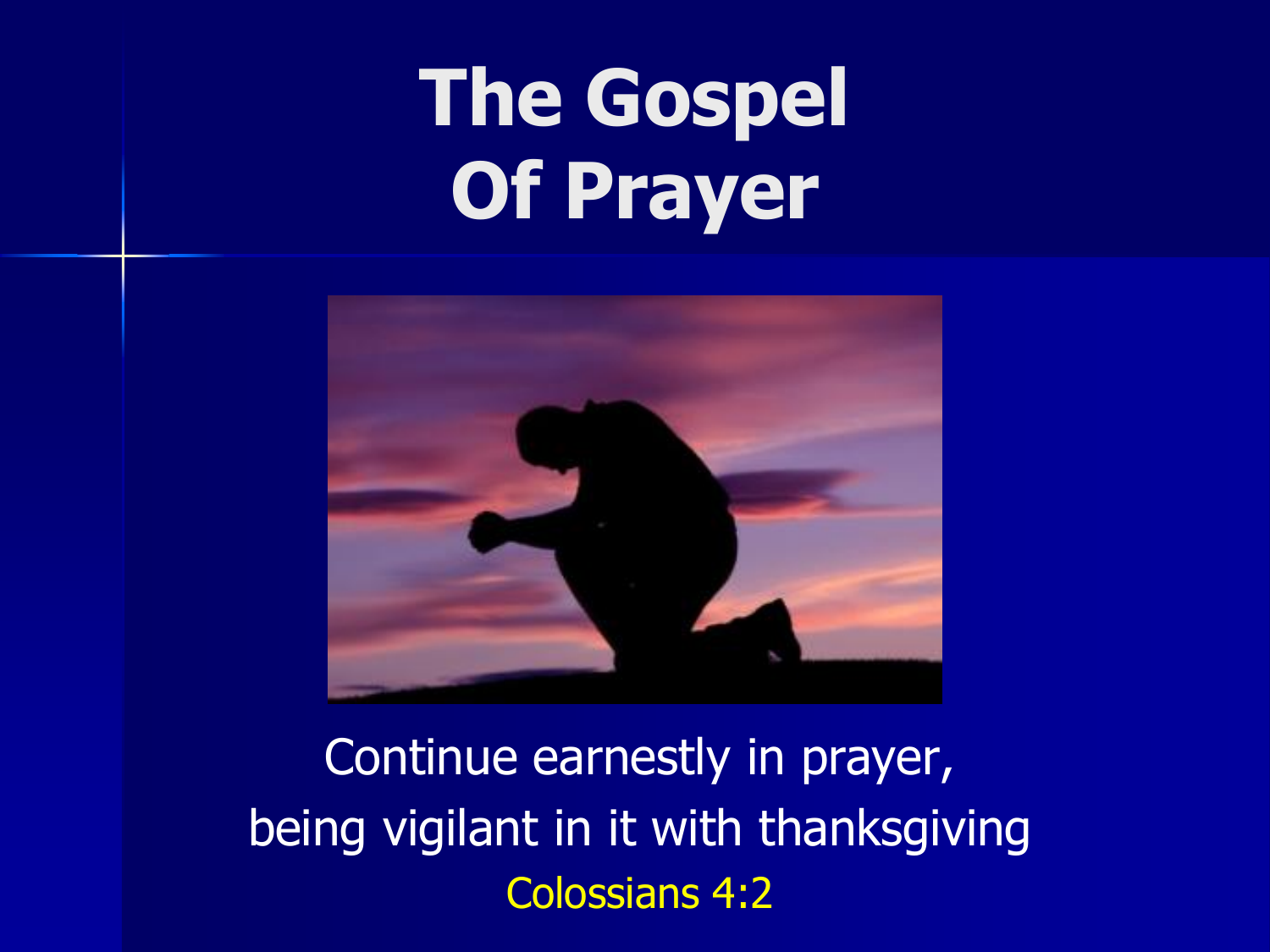# The Gospel Of Prayer

Continue earnestly in prayer,
being vigilant in it with thanksgiving
Colossians 4:2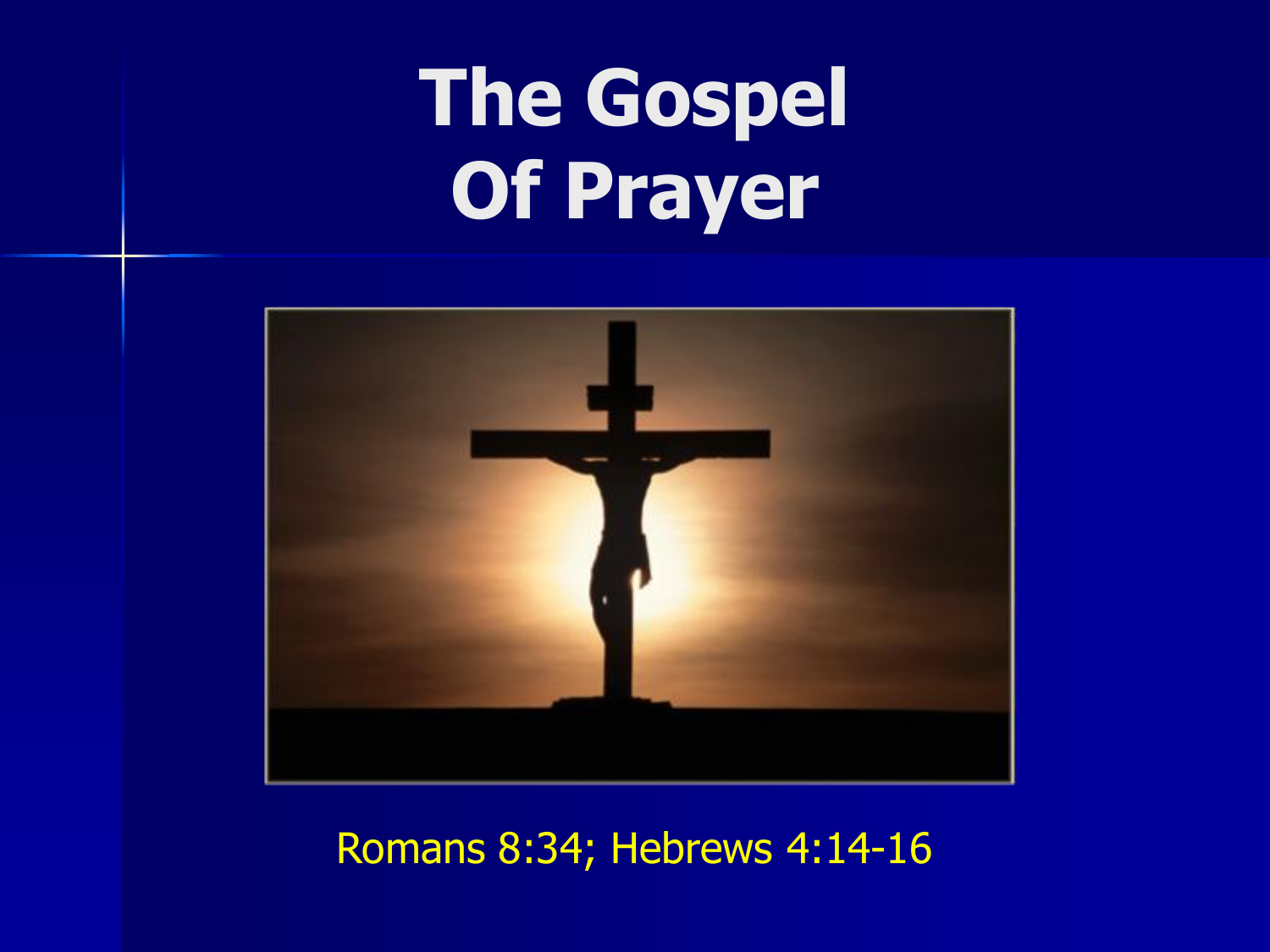# The Gospel Of Prayer

Romans 8:34; Hebrews 4:14-16